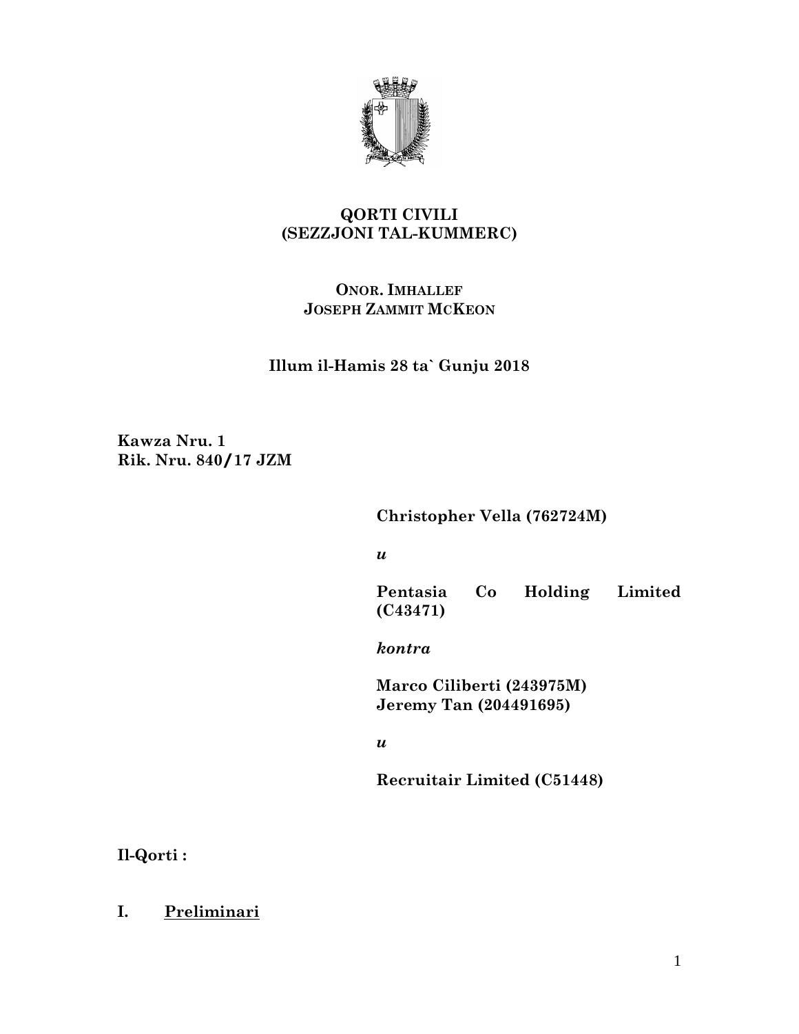**QORTI CIVILI**
**(SEZZJONI TAL-KUMMERC)**

**ONOR. IMHALLEF**
**JOSEPH ZAMMIT MCKEON**

**Illum il-Hamis 28 ta` Gunju 2018**

**Kawza Nru. 1**
**Rik. Nru. 840/17 JZM**

**Christopher Vella (762724M)**

***u***

**Pentasia Co Holding Limited (C43471)**

***kontra***

**Marco Ciliberti (243975M)**
**Jeremy Tan (204491695)**

***u***

**Recruitair Limited (C51448)**

**Il-Qorti :**

## I. <u>Preliminari</u>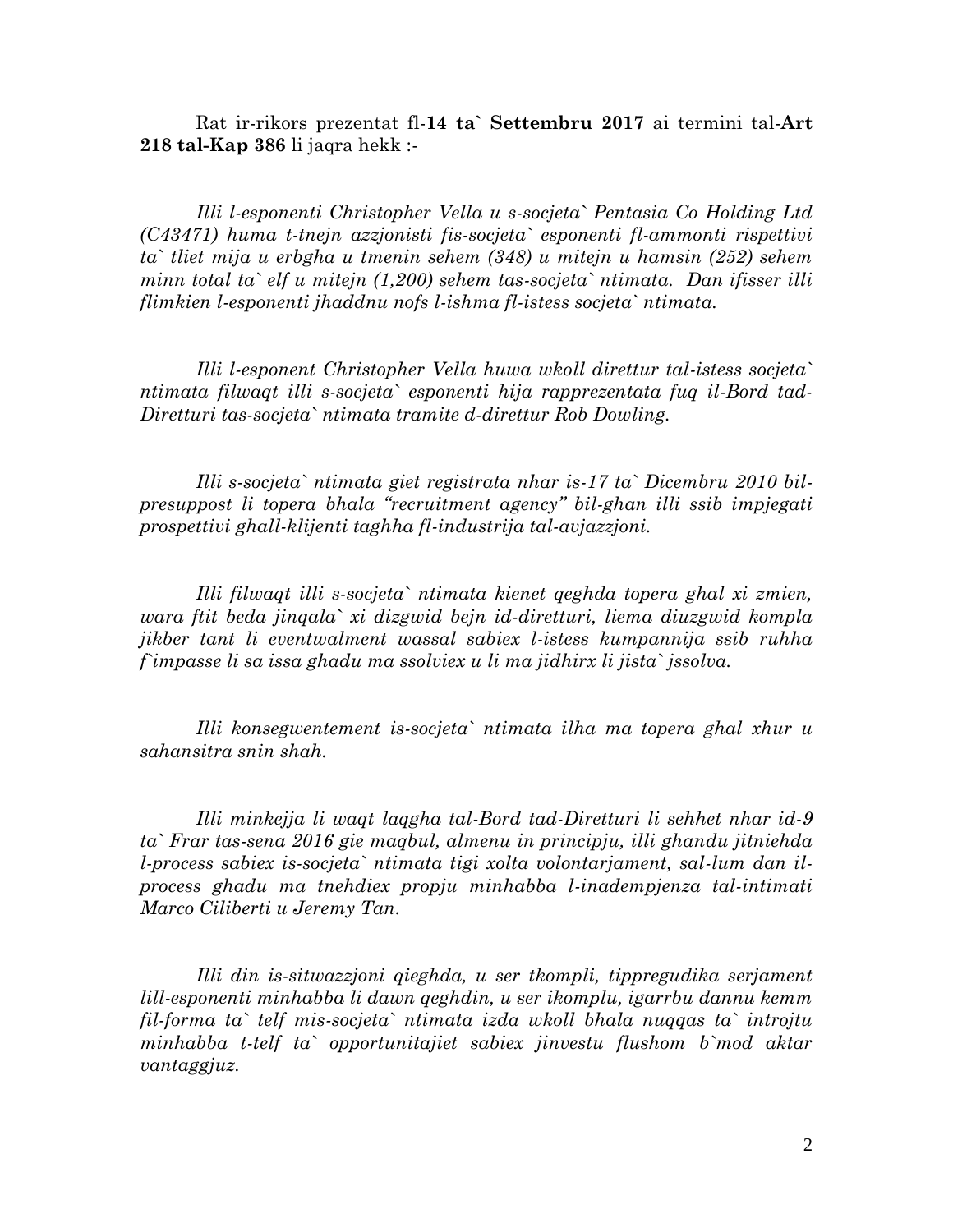Rat ir-rikors prezentat fl-**<u>14 ta` Settembru 2017</u>** ai termini tal-**<u>Art 218 tal-Kap 386</u>** li jaqra hekk :-

*Illi l-esponenti Christopher Vella u s-socjeta` Pentasia Co Holding Ltd (C43471) huma t-tnejn azzjonisti fis-socjeta` esponenti fl-ammonti rispettivi ta` tliet mija u erbgha u tmenin sehem (348) u mitejn u hamsin (252) sehem minn total ta` elf u mitejn (1,200) sehem tas-socjeta` ntimata. Dan ifisser illi flimkien l-esponenti jhaddnu nofs l-ishma fl-istess socjeta` ntimata.*

*Illi l-esponent Christopher Vella huwa wkoll direttur tal-istess socjeta` ntimata filwaqt illi s-socjeta` esponenti hija rapprezentata fuq il-Bord tad-Diretturi tas-socjeta` ntimata tramite d-direttur Rob Dowling.*

*Illi s-socjeta` ntimata giet registrata nhar is-17 ta` Dicembru 2010 bil-presuppost li topera bhala "recruitment agency" bil-ghan illi ssib impjegati prospettivi ghall-klijenti taghha fl-industrija tal-avjazzjoni.*

*Illi filwaqt illi s-socjeta` ntimata kienet qeghda topera ghal xi zmien, wara ftit beda jinqala` xi dizgwid bejn id-diretturi, liema diuzgwid kompla jikber tant li eventwalment wassal sabiex l-istess kumpannija ssib ruhha f`impasse li sa issa ghadu ma ssolviex u li ma jidhirx li jista` jssolva.*

*Illi konsegwentement is-socjeta` ntimata ilha ma topera ghal xhur u sahansitra snin shah.*

*Illi minkejja li waqt laqgha tal-Bord tad-Diretturi li sehhet nhar id-9 ta` Frar tas-sena 2016 gie maqbul, almenu in principju, illi ghandu jitniehda l-process sabiex is-socjeta` ntimata tigi xolta volontarjament, sal-lum dan il-process ghadu ma tnehdiex propju minhabba l-inadempjenza tal-intimati Marco Ciliberti u Jeremy Tan.*

*Illi din is-sitwazzjoni qieghda, u ser tkompli, tippregudika serjament lill-esponenti minhabba li dawn qeghdin, u ser ikomplu, igarrbu dannu kemm fil-forma ta` telf mis-socjeta` ntimata izda wkoll bhala nuqqas ta` introjtu minhabba t-telf ta` opportunitajiet sabiex jinvestu flushom b`mod aktar vantaggjuz.*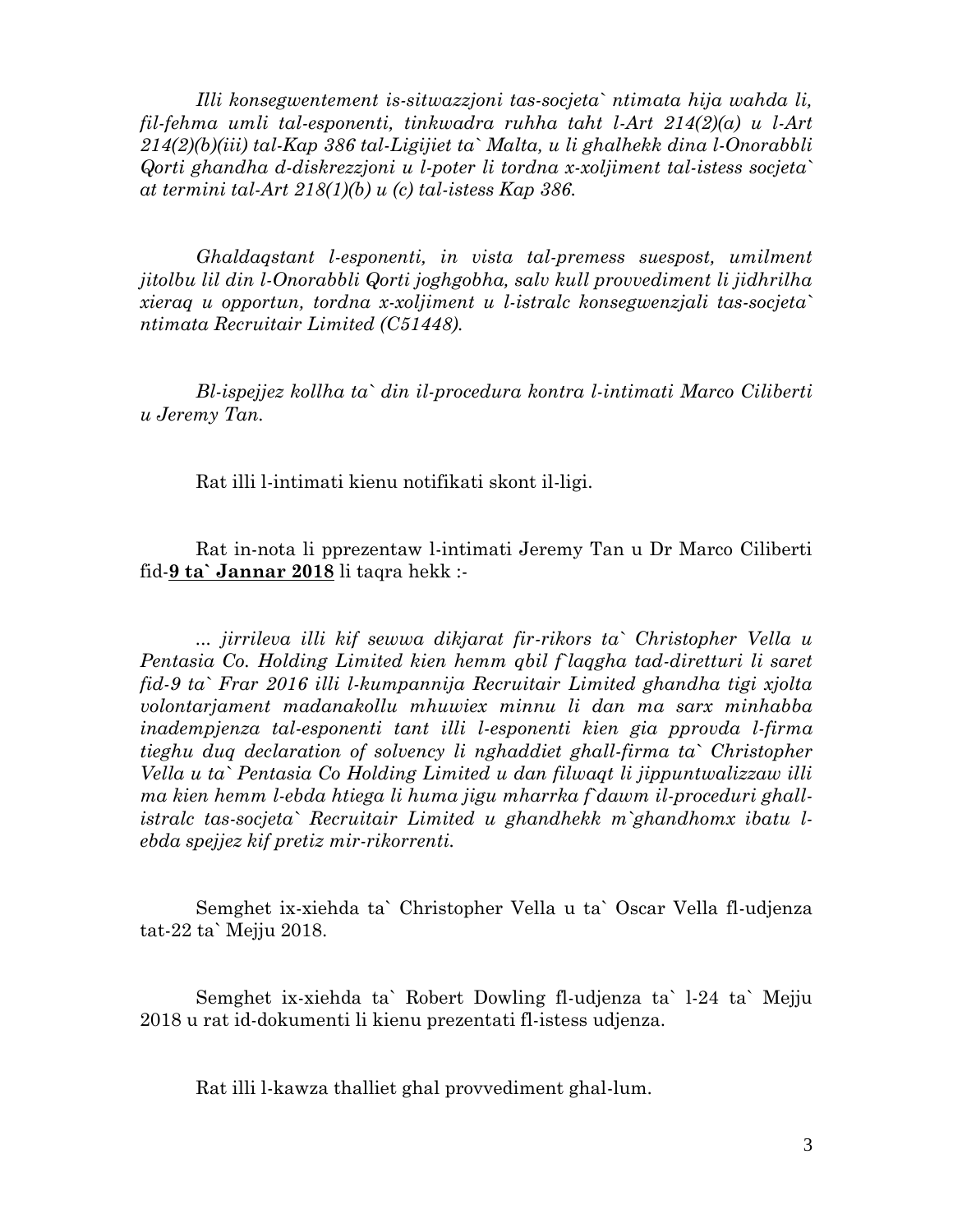*Illi konsegwentement is-sitwazzjoni tas-socjeta` ntimata hija wahda li, fil-fehma umli tal-esponenti, tinkwadra ruhha taht l-Art 214(2)(a) u l-Art 214(2)(b)(iii) tal-Kap 386 tal-Ligijiet ta` Malta, u li ghalhekk dina l-Onorabbli Qorti ghandha d-diskrezzjoni u l-poter li tordna x-xoljiment tal-istess socjeta` at termini tal-Art 218(1)(b) u (c) tal-istess Kap 386.*

*Ghaldaqstant l-esponenti, in vista tal-premess suespost, umilment jitolbu lil din l-Onorabbli Qorti joghgobha, salv kull provvediment li jidhrilha xieraq u opportun, tordna x-xoljiment u l-istralc konsegwenzjali tas-socjeta` ntimata Recruitair Limited (C51448).*

*Bl-ispejjez kollha ta` din il-procedura kontra l-intimati Marco Ciliberti u Jeremy Tan.*

Rat illi l-intimati kienu notifikati skont il-ligi.

Rat in-nota li pprezentaw l-intimati Jeremy Tan u Dr Marco Ciliberti fid-**<u>9 ta` Jannar 2018</u>** li taqra hekk :-

*... jirrileva illi kif sewwa dikjarat fir-rikors ta` Christopher Vella u Pentasia Co. Holding Limited kien hemm qbil f`laqgha tad-diretturi li saret fid-9 ta` Frar 2016 illi l-kumpannija Recruitair Limited ghandha tigi xjolta volontarjament madanakollu mhuwiex minnu li dan ma sarx minhabba inadempjenza tal-esponenti tant illi l-esponenti kien gia pprovda l-firma tieghu duq declaration of solvency li nghaddiet ghall-firma ta` Christopher Vella u ta` Pentasia Co Holding Limited u dan filwaqt li jippuntwalizzaw illi ma kien hemm l-ebda htiega li huma jigu mharrka f`dawm il-proceduri ghall-istralc tas-socjeta` Recruitair Limited u ghandhekk m`ghandhomx ibatu l-ebda spejjez kif pretiz mir-rikorrenti.*

Semghet ix-xiehda ta` Christopher Vella u ta` Oscar Vella fl-udjenza tat-22 ta` Mejju 2018.

Semghet ix-xiehda ta` Robert Dowling fl-udjenza ta` l-24 ta` Mejju 2018 u rat id-dokumenti li kienu prezentati fl-istess udjenza.

Rat illi l-kawza thalliet ghal provvediment ghal-lum.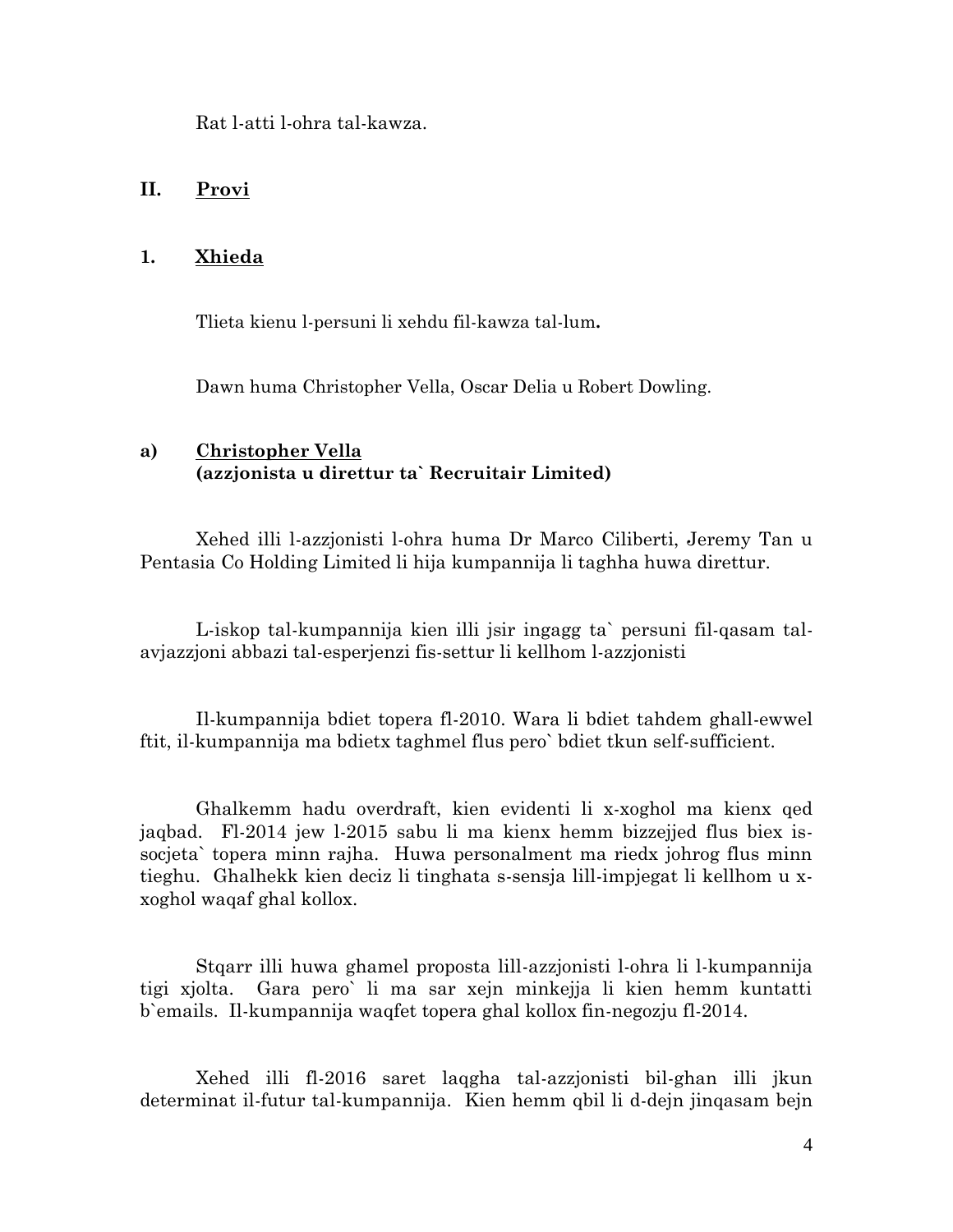Rat l-atti l-ohra tal-kawza.

## II. <u>Provi</u>

### 1. <u>Xhieda</u>

Tlieta kienu l-persuni li xehdu fil-kawza tal-lum**.**

Dawn huma Christopher Vella, Oscar Delia u Robert Dowling.

### a) <u>Christopher Vella</u> (azzjonista u direttur ta` Recruitair Limited)

Xehed illi l-azzjonisti l-ohra huma Dr Marco Ciliberti, Jeremy Tan u Pentasia Co Holding Limited li hija kumpannija li taghha huwa direttur.

L-iskop tal-kumpannija kien illi jsir ingagg ta` persuni fil-qasam tal-avjazzjoni abbazi tal-esperjenzi fis-settur li kellhom l-azzjonisti

Il-kumpannija bdiet topera fl-2010. Wara li bdiet tahdem ghall-ewwel ftit, il-kumpannija ma bdietx taghmel flus pero` bdiet tkun self-sufficient.

Ghalkemm hadu overdraft, kien evidenti li x-xoghol ma kienx qed jaqbad. Fl-2014 jew l-2015 sabu li ma kienx hemm bizzejjed flus biex is-socjeta` topera minn rajha. Huwa personalment ma riedx johrog flus minn tieghu. Ghalhekk kien deciz li tinghata s-sensja lill-impjegat li kellhom u x-xoghol waqaf ghal kollox.

Stqarr illi huwa ghamel proposta lill-azzjonisti l-ohra li l-kumpannija tigi xjolta. Gara pero` li ma sar xejn minkejja li kien hemm kuntatti b`emails. Il-kumpannija waqfet topera ghal kollox fin-negozju fl-2014.

Xehed illi fl-2016 saret laqgha tal-azzjonisti bil-ghan illi jkun determinat il-futur tal-kumpannija. Kien hemm qbil li d-dejn jinqasam bejn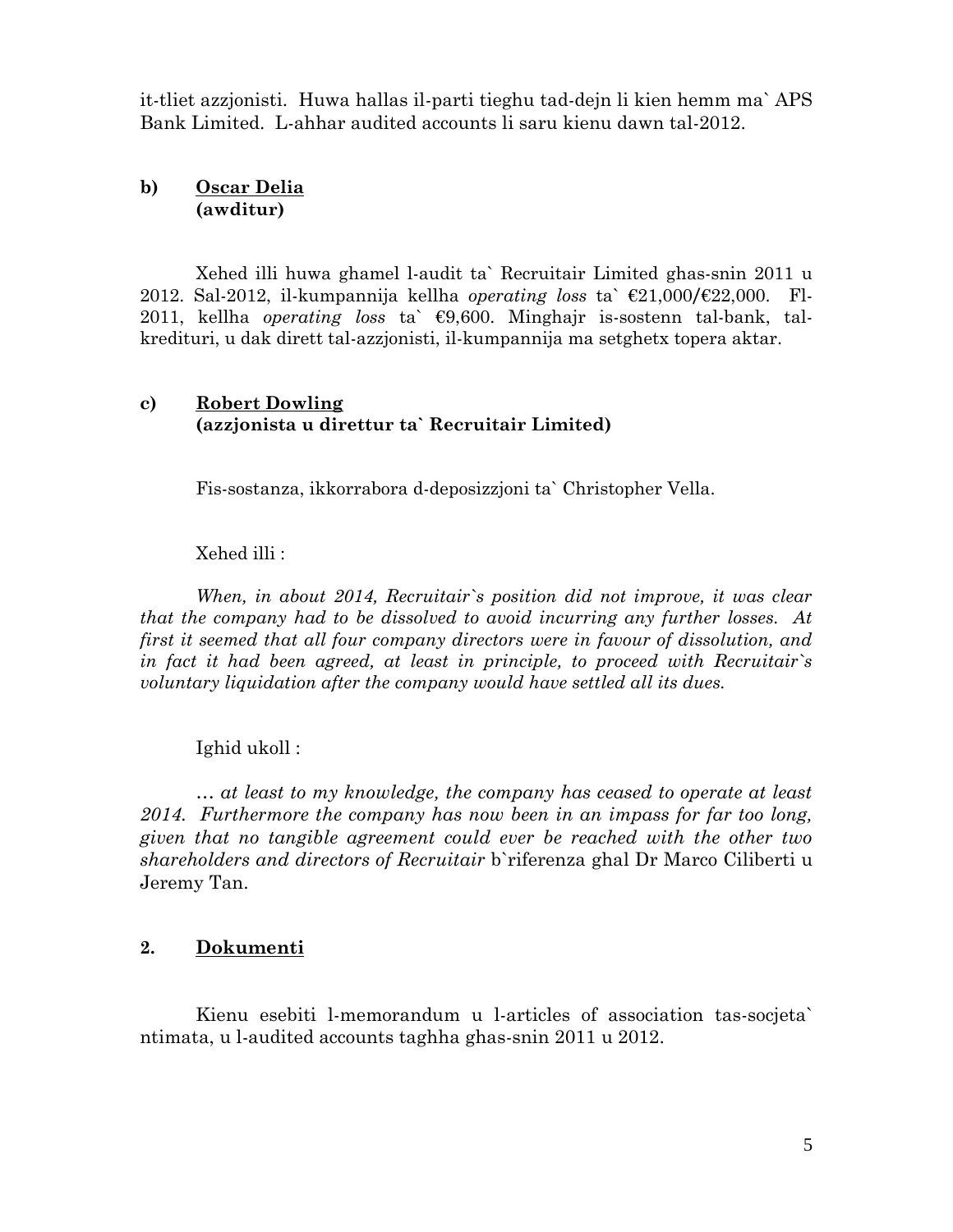it-tliet azzjonisti. Huwa hallas il-parti tieghu tad-dejn li kien hemm ma` APS Bank Limited. L-ahhar audited accounts li saru kienu dawn tal-2012.

**b) Oscar Delia**
**(awditur)**

Xehed illi huwa ghamel l-audit ta` Recruitair Limited ghas-snin 2011 u 2012. Sal-2012, il-kumpannija kellha *operating loss* ta` €21,000/€22,000. Fl-2011, kellha *operating loss* ta` €9,600. Minghajr is-sostenn tal-bank, tal-kredituri, u dak dirett tal-azzjonisti, il-kumpannija ma setghetx topera aktar.

**c) Robert Dowling**
**(azzjonista u direttur ta` Recruitair Limited)**

Fis-sostanza, ikkorrabora d-deposizzjoni ta` Christopher Vella.

Xehed illi :

*When, in about 2014, Recruitair`s position did not improve, it was clear that the company had to be dissolved to avoid incurring any further losses. At first it seemed that all four company directors were in favour of dissolution, and in fact it had been agreed, at least in principle, to proceed with Recruitair`s voluntary liquidation after the company would have settled all its dues.*

Ighid ukoll :

*… at least to my knowledge, the company has ceased to operate at least 2014. Furthermore the company has now been in an impass for far too long, given that no tangible agreement could ever be reached with the other two shareholders and directors of Recruitair* b`riferenza ghal Dr Marco Ciliberti u Jeremy Tan.

## 2. Dokumenti

Kienu esebiti l-memorandum u l-articles of association tas-socjeta` ntimata, u l-audited accounts taghha ghas-snin 2011 u 2012.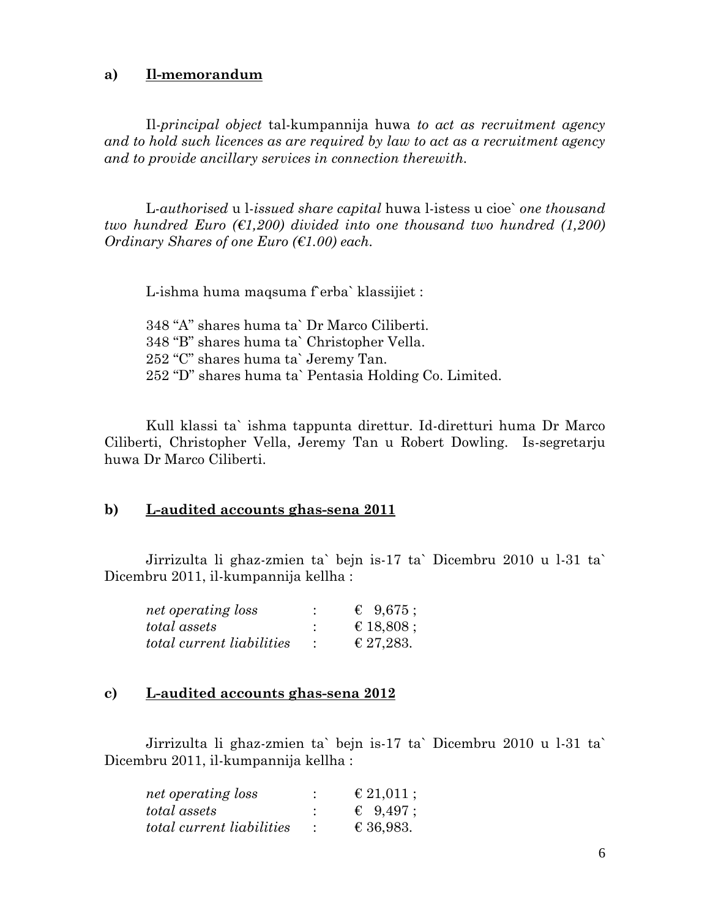**a) Il-memorandum**

Il-*principal object* tal-kumpannija huwa *to act as recruitment agency and to hold such licences as are required by law to act as a recruitment agency and to provide ancillary services in connection therewith.*

L-*authorised* u l-*issued share capital* huwa l-istess u cioe` *one thousand two hundred Euro (€1,200) divided into one thousand two hundred (1,200) Ordinary Shares of one Euro (€1.00) each.*

L-ishma huma maqsuma f`erba` klassijiet :

348 "A" shares huma ta` Dr Marco Ciliberti.
348 "B" shares huma ta` Christopher Vella.
252 "C" shares huma ta` Jeremy Tan.
252 "D" shares huma ta` Pentasia Holding Co. Limited.

Kull klassi ta` ishma tappunta direttur. Id-diretturi huma Dr Marco Ciliberti, Christopher Vella, Jeremy Tan u Robert Dowling. Is-segretarju huwa Dr Marco Ciliberti.

**b) L-audited accounts ghas-sena 2011**

Jirrizulta li ghaz-zmien ta` bejn is-17 ta` Dicembru 2010 u l-31 ta` Dicembru 2011, il-kumpannija kellha :

| | | |
|---|---|---|
| *net operating loss* | : | € 9,675 ; |
| *total assets* | : | € 18,808 ; |
| *total current liabilities* | : | € 27,283. |

**c) L-audited accounts ghas-sena 2012**

Jirrizulta li ghaz-zmien ta` bejn is-17 ta` Dicembru 2010 u l-31 ta` Dicembru 2011, il-kumpannija kellha :

| | | |
|---|---|---|
| *net operating loss* | : | € 21,011 ; |
| *total assets* | : | € 9,497 ; |
| *total current liabilities* | : | € 36,983. |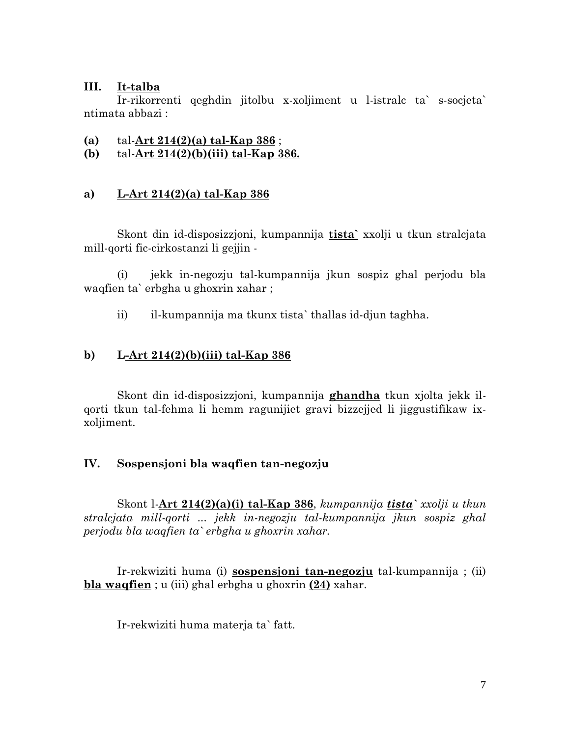## III. <u>It-talba</u>

Ir-rikorrenti qeghdin jitolbu x-xoljiment u l-istralc ta` s-socjeta` ntimata abbazi :

**(a)** tal-**<u>Art 214(2)(a) tal-Kap 386</u>** ;
**(b)** tal-**<u>Art 214(2)(b)(iii) tal-Kap 386.</u>**

### a) <u>L-Art 214(2)(a) tal-Kap 386</u>

Skont din id-disposizzjoni, kumpannija **<u>tista`</u>** xxolji u tkun stralcjata mill-qorti fic-cirkostanzi li gejjin -

(i) jekk in-negozju tal-kumpannija jkun sospiz ghal perjodu bla waqfien ta` erbgha u ghoxrin xahar ;

ii) il-kumpannija ma tkunx tista` thallas id-djun taghha.

### b) L-<u>Art 214(2)(b)(iii) tal-Kap 386</u>

Skont din id-disposizzjoni, kumpannija **<u>ghandha</u>** tkun xjolta jekk il-qorti tkun tal-fehma li hemm ragunijiet gravi bizzejjed li jiggustifikaw ix-xoljiment.

## IV. <u>Sospensjoni bla waqfien tan-negozju</u>

Skont l-**<u>Art 214(2)(a)(i) tal-Kap 386</u>**, *kumpannija **<u>tista`</u>** xxolji u tkun stralcjata mill-qorti ... jekk in-negozju tal-kumpannija jkun sospiz ghal perjodu bla waqfien ta` erbgha u ghoxrin xahar.*

Ir-rekwiziti huma (i) **<u>sospensjoni tan-negozju</u>** tal-kumpannija ; (ii) **<u>bla waqfien</u>** ; u (iii) ghal erbgha u ghoxrin **<u>(24)</u>** xahar.

Ir-rekwiziti huma materja ta` fatt.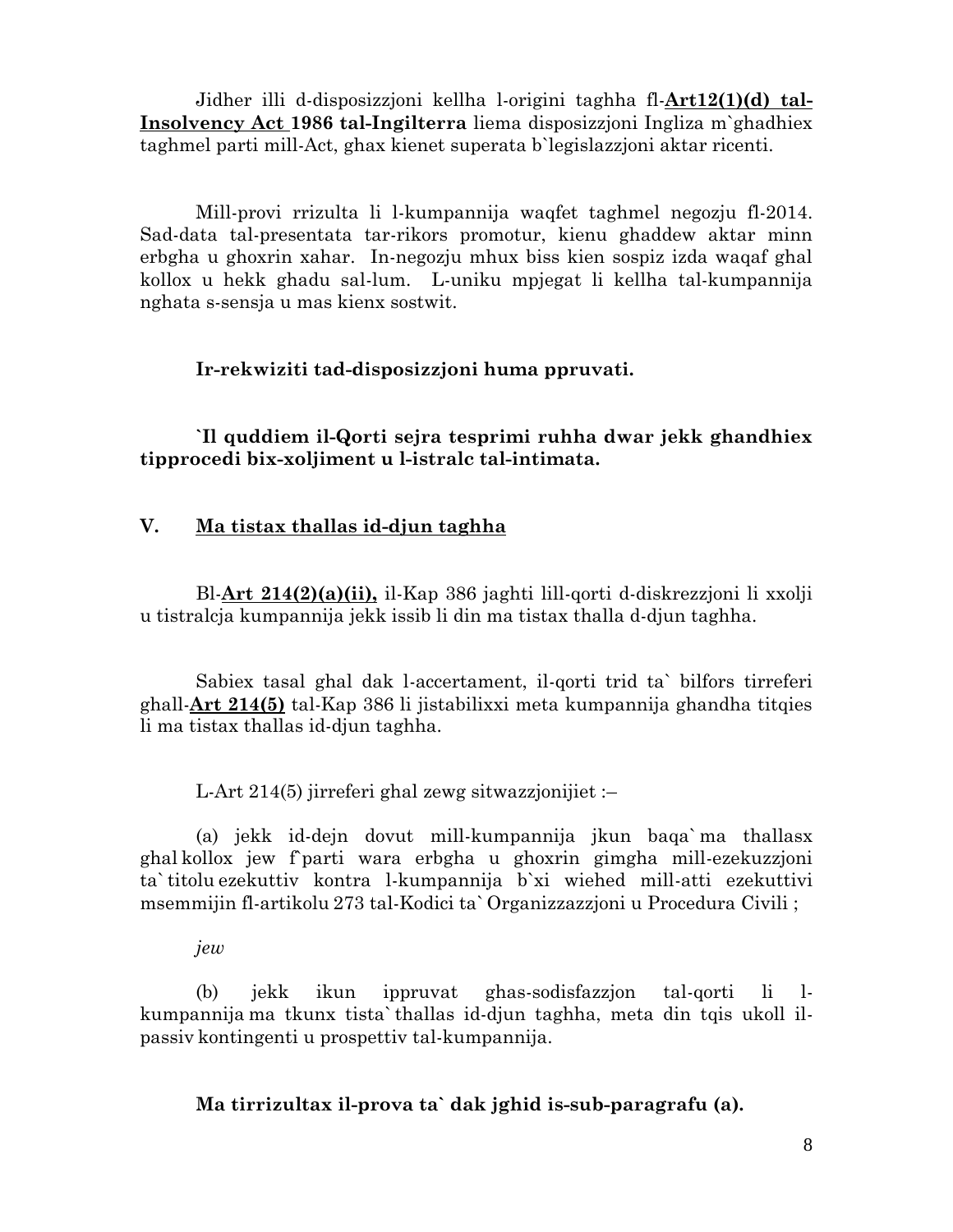Jidher illi d-disposizzjoni kellha l-origini taghha fl-**<u>Art12(1)(d) tal-Insolvency Act</u> 1986 tal-Ingilterra** liema disposizzjoni Ingliza m`ghadhiex taghmel parti mill-Act, ghax kienet superata b`legislazzjoni aktar ricenti.

Mill-provi rrizulta li l-kumpannija waqfet taghmel negozju fl-2014. Sad-data tal-presentata tar-rikors promotur, kienu ghaddew aktar minn erbgha u ghoxrin xahar. In-negozju mhux biss kien sospiz izda waqaf ghal kollox u hekk ghadu sal-lum. L-uniku mpjegat li kellha tal-kumpannija nghata s-sensja u mas kienx sostwit.

**Ir-rekwiziti tad-disposizzjoni huma ppruvati.**

**`Il quddiem il-Qorti sejra tesprimi ruhha dwar jekk ghandhiex tipprocedi bix-xoljiment u l-istralc tal-intimata.**

## V. <u>Ma tistax thallas id-djun taghha</u>

Bl-**<u>Art 214(2)(a)(ii),</u>** il-Kap 386 jaghti lill-qorti d-diskrezzjoni li xxolji u tistralcja kumpannija jekk issib li din ma tistax thalla d-djun taghha.

Sabiex tasal ghal dak l-accertament, il-qorti trid ta` bilfors tirreferi ghall-**<u>Art 214(5)</u>** tal-Kap 386 li jistabilixxi meta kumpannija ghandha titqies li ma tistax thallas id-djun taghha.

L-Art 214(5) jirreferi ghal zewg sitwazzjonijiet :–

(a) jekk id-dejn dovut mill-kumpannija jkun baqa` ma thallasx ghal kollox jew f`parti wara erbgha u ghoxrin gimgha mill-ezekuzzjoni ta` titolu ezekuttiv kontra l-kumpannija b`xi wiehed mill-atti ezekuttivi msemmijin fl-artikolu 273 tal-Kodici ta` Organizzazzjoni u Procedura Civili ;

*jew*

(b) jekk ikun ippruvat ghas-sodisfazzjon tal-qorti li l-kumpannija ma tkunx tista` thallas id-djun taghha, meta din tqis ukoll il-passiv kontingenti u prospettiv tal-kumpannija.

**Ma tirrizultax il-prova ta` dak jghid is-sub-paragrafu (a).**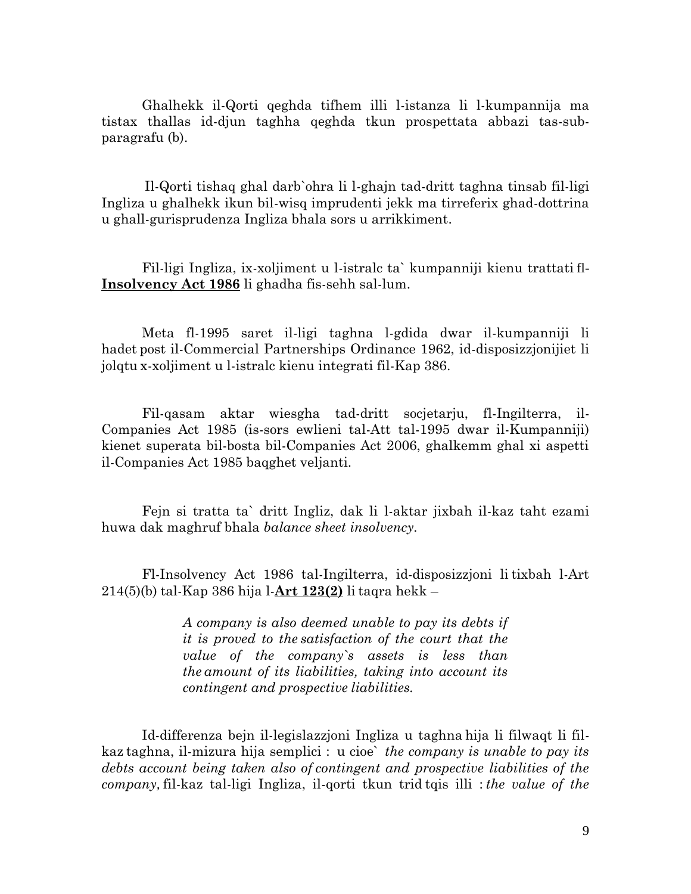Ghalhekk il-Qorti qeghda tifhem illi l-istanza li l-kumpannija ma tistax thallas id-djun taghha qeghda tkun prospettata abbazi tas-sub-paragrafu (b).

Il-Qorti tishaq ghal darb`ohra li l-ghajn tad-dritt taghna tinsab fil-ligi Ingliza u ghalhekk ikun bil-wisq imprudenti jekk ma tirreferix ghad-dottrina u ghall-gurisprudenza Ingliza bhala sors u arrikkiment.

Fil-ligi Ingliza, ix-xoljiment u l-istralc ta` kumpanniji kienu trattati fl-**Insolvency Act 1986** li ghadha fis-sehh sal-lum.

Meta fl-1995 saret il-ligi taghna l-gdida dwar il-kumpanniji li hadet post il-Commercial Partnerships Ordinance 1962, id-disposizzjonijiet li jolqtu x-xoljiment u l-istralc kienu integrati fil-Kap 386.

Fil-qasam aktar wiesgha tad-dritt socjetarju, fl-Ingilterra, il-Companies Act 1985 (is-sors ewlieni tal-Att tal-1995 dwar il-Kumpanniji) kienet superata bil-bosta bil-Companies Act 2006, ghalkemm ghal xi aspetti il-Companies Act 1985 baqghet veljanti.

Fejn si tratta ta` dritt Ingliz, dak li l-aktar jixbah il-kaz taht ezami huwa dak maghruf bhala *balance sheet insolvency.*

Fl-Insolvency Act 1986 tal-Ingilterra, id-disposizzjoni li tixbah l-Art 214(5)(b) tal-Kap 386 hija l-**Art 123(2)** li taqra hekk –

> *A company is also deemed unable to pay its debts if it is proved to the satisfaction of the court that the value of the company`s assets is less than the amount of its liabilities, taking into account its contingent and prospective liabilities.*

Id-differenza bejn il-legislazzjoni Ingliza u taghna hija li filwaqt li fil-kaz taghna, il-mizura hija semplici : u cioe` *the company is unable to pay its debts account being taken also of contingent and prospective liabilities of the company,* fil-kaz tal-ligi Ingliza, il-qorti tkun trid tqis illi : *the value of the*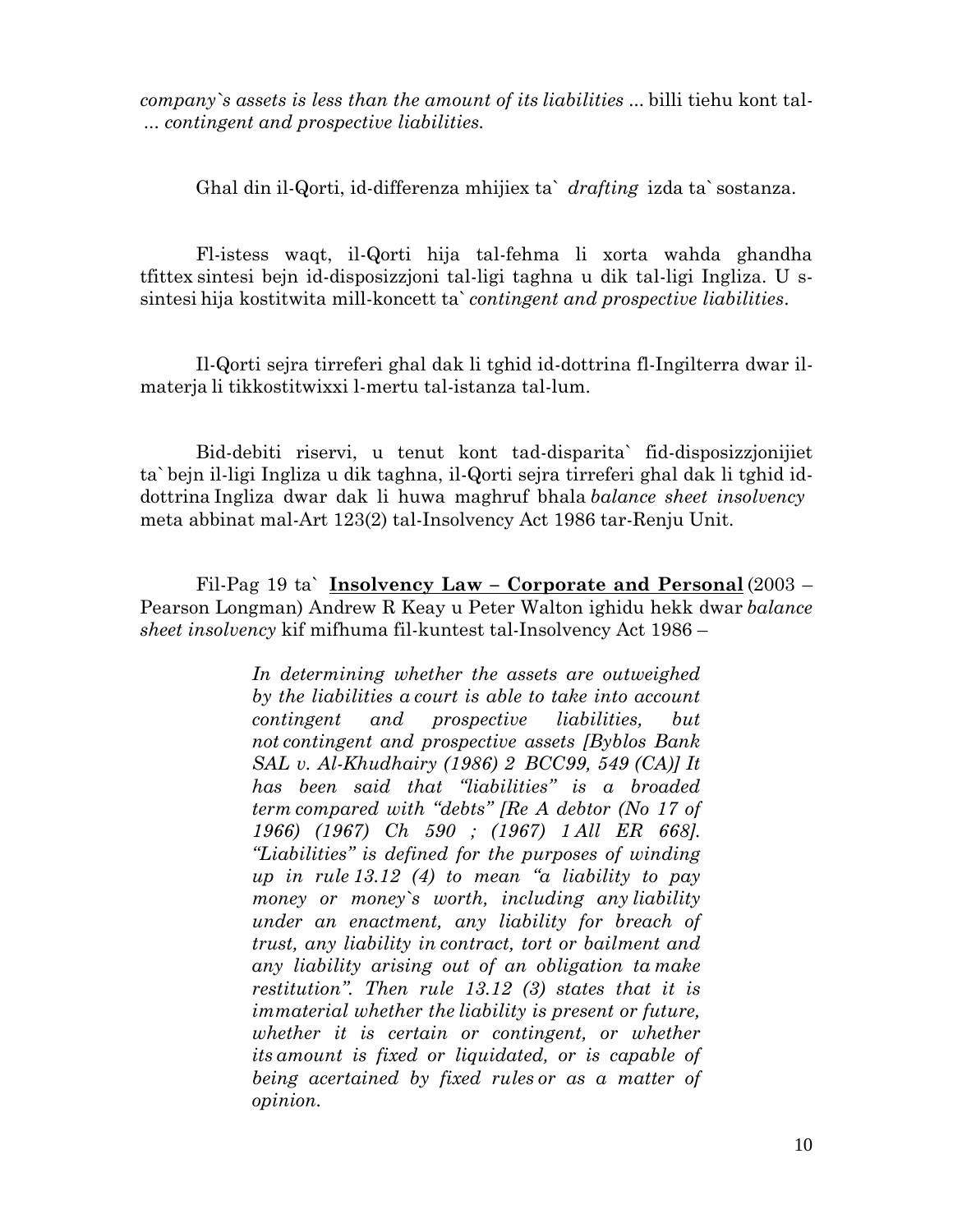*company`s assets is less than the amount of its liabilities* ... billi tiehu kont tal- ... *contingent and prospective liabilities.*

Ghal din il-Qorti, id-differenza mhijiex ta` *drafting* izda ta` sostanza.

Fl-istess waqt, il-Qorti hija tal-fehma li xorta wahda ghandha tfittex sintesi bejn id-disposizzjoni tal-ligi taghna u dik tal-ligi Ingliza. U s-sintesi hija kostitwita mill-koncett ta` *contingent and prospective liabilities*.

Il-Qorti sejra tirreferi ghal dak li tghid id-dottrina fl-Ingilterra dwar il-materja li tikkostitwixxi l-mertu tal-istanza tal-lum.

Bid-debiti riservi, u tenut kont tad-disparita` fid-disposizzjonijiet ta` bejn il-ligi Ingliza u dik taghna, il-Qorti sejra tirreferi ghal dak li tghid id-dottrina Ingliza dwar dak li huwa maghruf bhala *balance sheet insolvency* meta abbinat mal-Art 123(2) tal-Insolvency Act 1986 tar-Renju Unit.

Fil-Pag 19 ta` **Insolvency Law – Corporate and Personal** (2003 – Pearson Longman) Andrew R Keay u Peter Walton ighidu hekk dwar *balance sheet insolvency* kif mifhuma fil-kuntest tal-Insolvency Act 1986 –

> *In determining whether the assets are outweighed by the liabilities a court is able to take into account contingent and prospective liabilities, but not contingent and prospective assets [Byblos Bank SAL v. Al-Khudhairy (1986) 2 BCC99, 549 (CA)] It has been said that "liabilities" is a broaded term compared with "debts" [Re A debtor (No 17 of 1966) (1967) Ch 590 ; (1967) 1 All ER 668]. "Liabilities" is defined for the purposes of winding up in rule 13.12 (4) to mean "a liability to pay money or money`s worth, including any liability under an enactment, any liability for breach of trust, any liability in contract, tort or bailment and any liability arising out of an obligation ta make restitution". Then rule 13.12 (3) states that it is immaterial whether the liability is present or future, whether it is certain or contingent, or whether its amount is fixed or liquidated, or is capable of being acertained by fixed rules or as a matter of opinion.*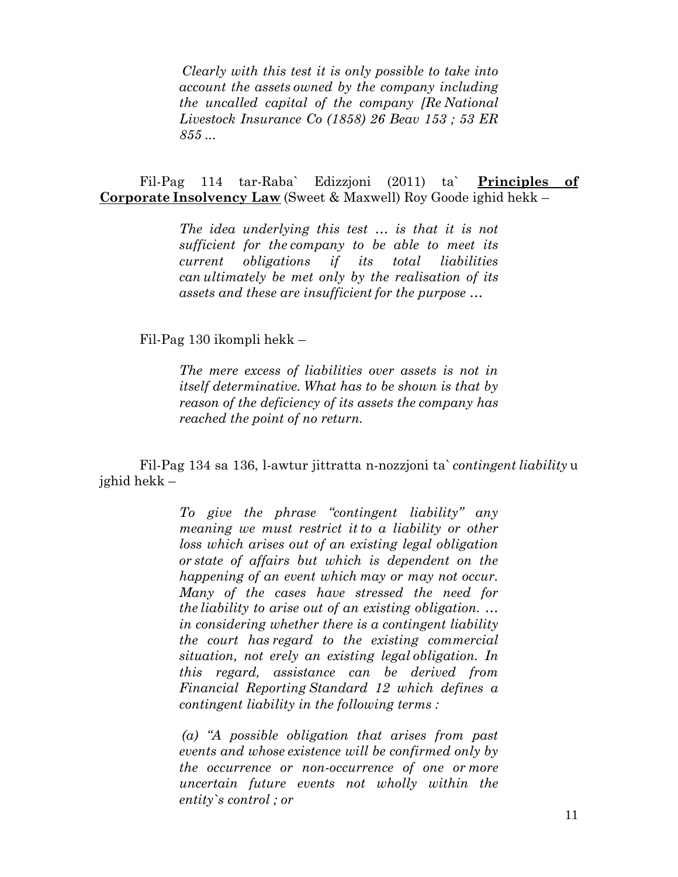> *Clearly with this test it is only possible to take into account the assets owned by the company including the uncalled capital of the company [Re National Livestock Insurance Co (1858) 26 Beav 153 ; 53 ER 855 ...*

Fil-Pag 114 tar-Raba` Edizzjoni (2011) ta` **<u>Principles of Corporate Insolvency Law</u>** (Sweet & Maxwell) Roy Goode ighid hekk –

> *The idea underlying this test … is that it is not sufficient for the company to be able to meet its current obligations if its total liabilities can ultimately be met only by the realisation of its assets and these are insufficient for the purpose …*

Fil-Pag 130 ikompli hekk –

> *The mere excess of liabilities over assets is not in itself determinative. What has to be shown is that by reason of the deficiency of its assets the company has reached the point of no return.*

Fil-Pag 134 sa 136, l-awtur jittratta n-nozzjoni ta` *contingent liability* u jghid hekk –

> *To give the phrase "contingent liability" any meaning we must restrict it to a liability or other loss which arises out of an existing legal obligation or state of affairs but which is dependent on the happening of an event which may or may not occur. Many of the cases have stressed the need for the liability to arise out of an existing obligation. … in considering whether there is a contingent liability the court has regard to the existing commercial situation, not erely an existing legal obligation. In this regard, assistance can be derived from Financial Reporting Standard 12 which defines a contingent liability in the following terms :*
>
> *(a) "A possible obligation that arises from past events and whose existence will be confirmed only by the occurrence or non-occurrence of one or more uncertain future events not wholly within the entity`s control ; or*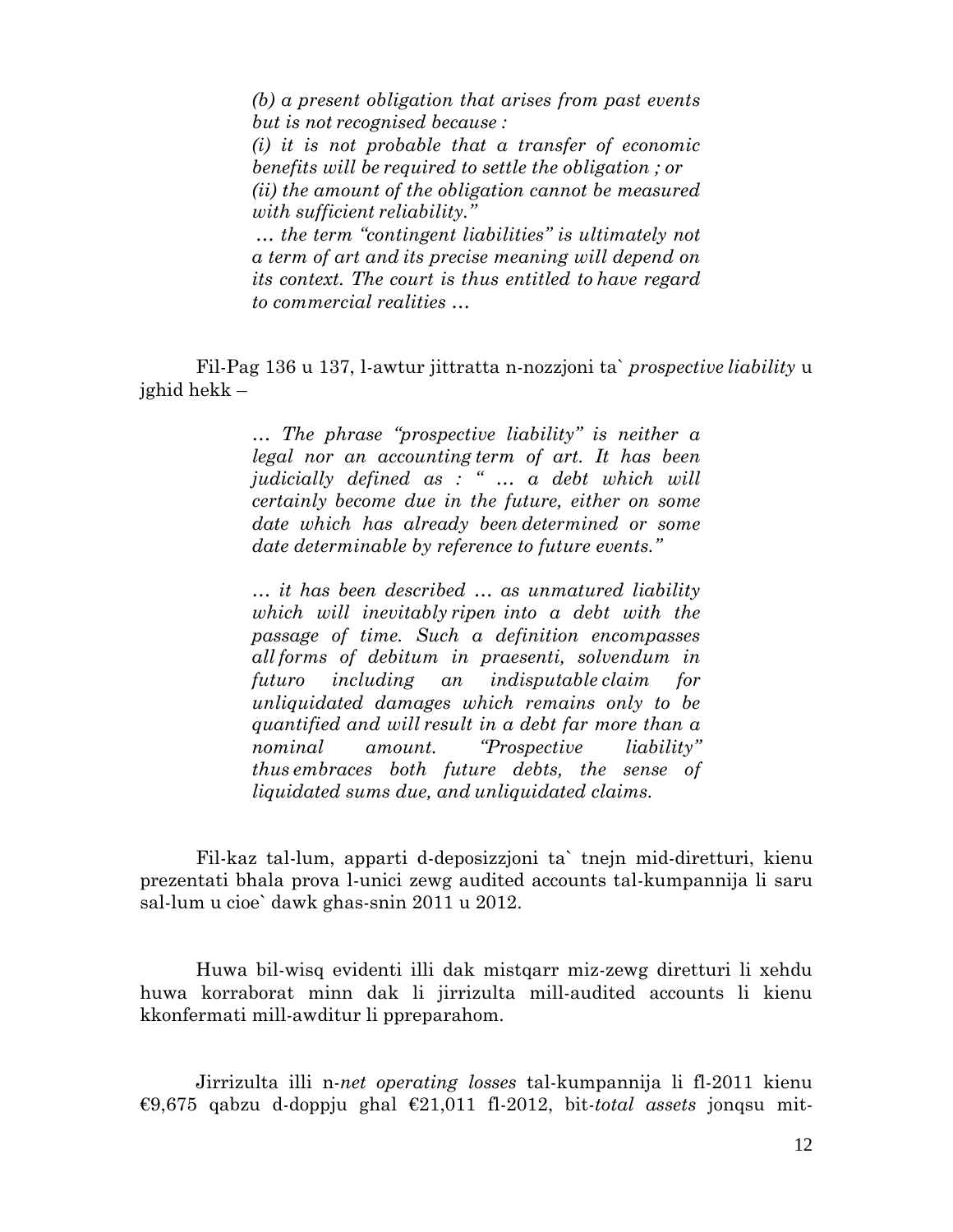> *(b) a present obligation that arises from past events but is not recognised because :*
>
> *(i) it is not probable that a transfer of economic benefits will be required to settle the obligation ; or*
>
> *(ii) the amount of the obligation cannot be measured with sufficient reliability."*
>
> *… the term "contingent liabilities" is ultimately not a term of art and its precise meaning will depend on its context. The court is thus entitled to have regard to commercial realities …*

Fil-Pag 136 u 137, l-awtur jittratta n-nozzjoni ta` *prospective liability* u jghid hekk –

> *… The phrase "prospective liability" is neither a legal nor an accounting term of art. It has been judicially defined as : " … a debt which will certainly become due in the future, either on some date which has already been determined or some date determinable by reference to future events."*
>
> *… it has been described … as unmatured liability which will inevitably ripen into a debt with the passage of time. Such a definition encompasses all forms of debitum in praesenti, solvendum in futuro including an indisputable claim for unliquidated damages which remains only to be quantified and will result in a debt far more than a nominal amount. "Prospective liability" thus embraces both future debts, the sense of liquidated sums due, and unliquidated claims.*

Fil-kaz tal-lum, apparti d-deposizzjoni ta` tnejn mid-diretturi, kienu prezentati bhala prova l-unici zewg audited accounts tal-kumpannija li saru sal-lum u cioe` dawk ghas-snin 2011 u 2012.

Huwa bil-wisq evidenti illi dak mistqarr miz-zewg diretturi li xehdu huwa korraborat minn dak li jirrizulta mill-audited accounts li kienu kkonfermati mill-awditur li ppreparahom.

Jirrizulta illi n-*net operating losses* tal-kumpannija li fl-2011 kienu €9,675 qabzu d-doppju ghal €21,011 fl-2012, bit-*total assets* jonqsu mit-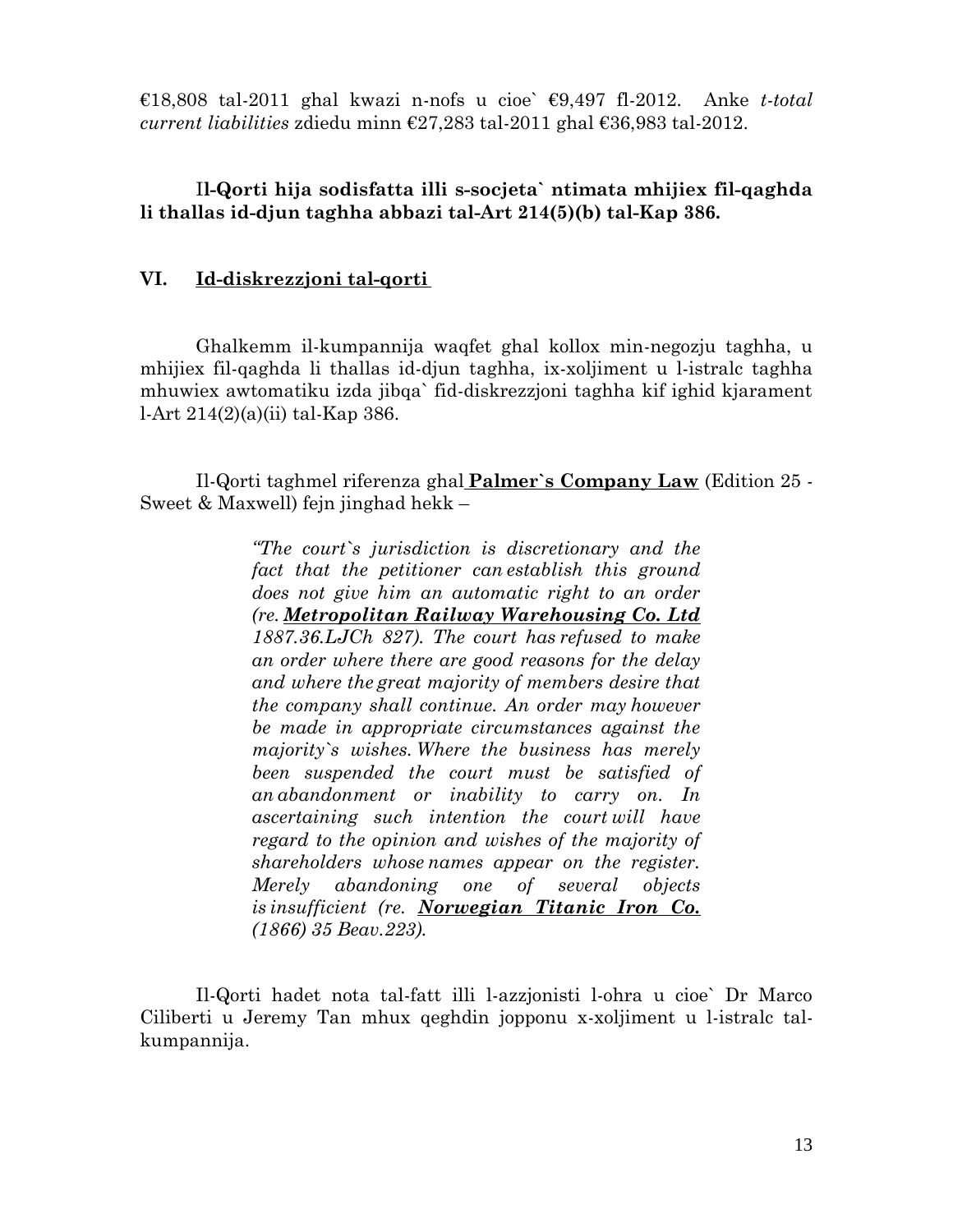€18,808 tal-2011 ghal kwazi n-nofs u cioe` €9,497 fl-2012. Anke *t-total current liabilities* zdiedu minn €27,283 tal-2011 ghal €36,983 tal-2012.

**Il-Qorti hija sodisfatta illi s-socjeta` ntimata mhijiex fil-qaghda li thallas id-djun taghha abbazi tal-Art 214(5)(b) tal-Kap 386.**

## VI. Id-diskrezzjoni tal-qorti

Ghalkemm il-kumpannija waqfet ghal kollox min-negozju taghha, u mhijiex fil-qaghda li thallas id-djun taghha, ix-xoljiment u l-istralc taghha mhuwiex awtomatiku izda jibqa` fid-diskrezzjoni taghha kif ighid kjarament l-Art 214(2)(a)(ii) tal-Kap 386.

Il-Qorti taghmel riferenza ghal **Palmer`s Company Law** (Edition 25 - Sweet & Maxwell) fejn jinghad hekk –

> *"The court`s jurisdiction is discretionary and the fact that the petitioner can establish this ground does not give him an automatic right to an order (re. **Metropolitan Railway Warehousing Co. Ltd** 1887.36.LJCh 827). The court has refused to make an order where there are good reasons for the delay and where the great majority of members desire that the company shall continue. An order may however be made in appropriate circumstances against the majority`s wishes. Where the business has merely been suspended the court must be satisfied of an abandonment or inability to carry on. In ascertaining such intention the court will have regard to the opinion and wishes of the majority of shareholders whose names appear on the register. Merely abandoning one of several objects is insufficient (re. **Norwegian Titanic Iron Co.** (1866) 35 Beav.223).*

Il-Qorti hadet nota tal-fatt illi l-azzjonisti l-ohra u cioe` Dr Marco Ciliberti u Jeremy Tan mhux qeghdin jopponu x-xoljiment u l-istralc tal-kumpannija.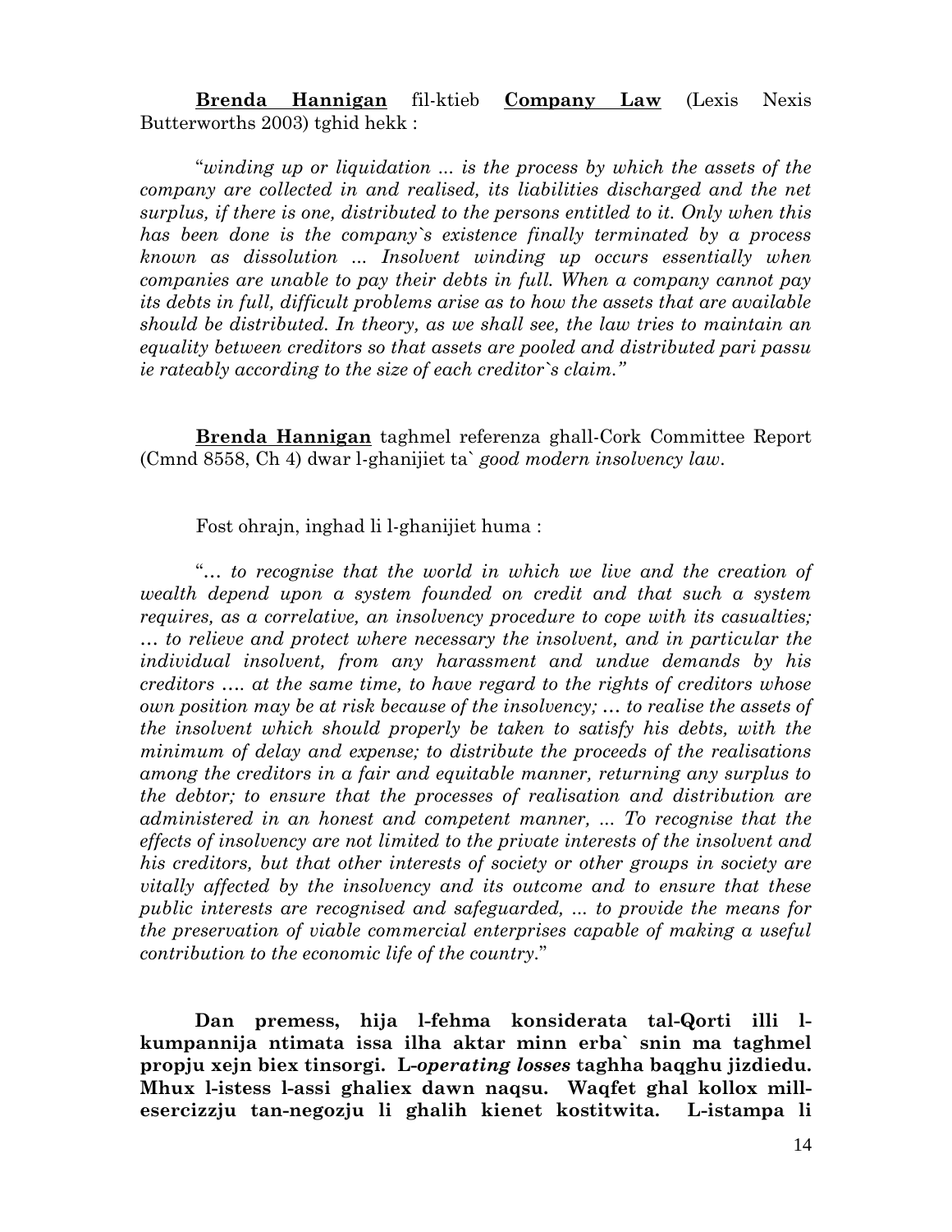**Brenda Hannigan** fil-ktieb **Company Law** (Lexis Nexis Butterworths 2003) tghid hekk :

"*winding up or liquidation ... is the process by which the assets of the company are collected in and realised, its liabilities discharged and the net surplus, if there is one, distributed to the persons entitled to it. Only when this has been done is the company`s existence finally terminated by a process known as dissolution ... Insolvent winding up occurs essentially when companies are unable to pay their debts in full. When a company cannot pay its debts in full, difficult problems arise as to how the assets that are available should be distributed. In theory, as we shall see, the law tries to maintain an equality between creditors so that assets are pooled and distributed pari passu ie rateably according to the size of each creditor`s claim.*"

**Brenda Hannigan** taghmel referenza ghall-Cork Committee Report (Cmnd 8558, Ch 4) dwar l-ghanijiet ta` *good modern insolvency law*.

Fost ohrajn, inghad li l-ghanijiet huma :

"*… to recognise that the world in which we live and the creation of wealth depend upon a system founded on credit and that such a system requires, as a correlative, an insolvency procedure to cope with its casualties; … to relieve and protect where necessary the insolvent, and in particular the individual insolvent, from any harassment and undue demands by his creditors …. at the same time, to have regard to the rights of creditors whose own position may be at risk because of the insolvency; … to realise the assets of the insolvent which should properly be taken to satisfy his debts, with the minimum of delay and expense; to distribute the proceeds of the realisations among the creditors in a fair and equitable manner, returning any surplus to the debtor; to ensure that the processes of realisation and distribution are administered in an honest and competent manner, ... To recognise that the effects of insolvency are not limited to the private interests of the insolvent and his creditors, but that other interests of society or other groups in society are vitally affected by the insolvency and its outcome and to ensure that these public interests are recognised and safeguarded, ... to provide the means for the preservation of viable commercial enterprises capable of making a useful contribution to the economic life of the country.*"

**Dan premess, hija l-fehma konsiderata tal-Qorti illi l-kumpannija ntimata issa ilha aktar minn erba` snin ma taghmel propju xejn biex tinsorgi. L-*operating losses* taghha baqghu jizdiedu. Mhux l-istess l-assi ghaliex dawn naqsu. Waqfet ghal kollox mill-esercizzju tan-negozju li ghalih kienet kostitwita. L-istampa li**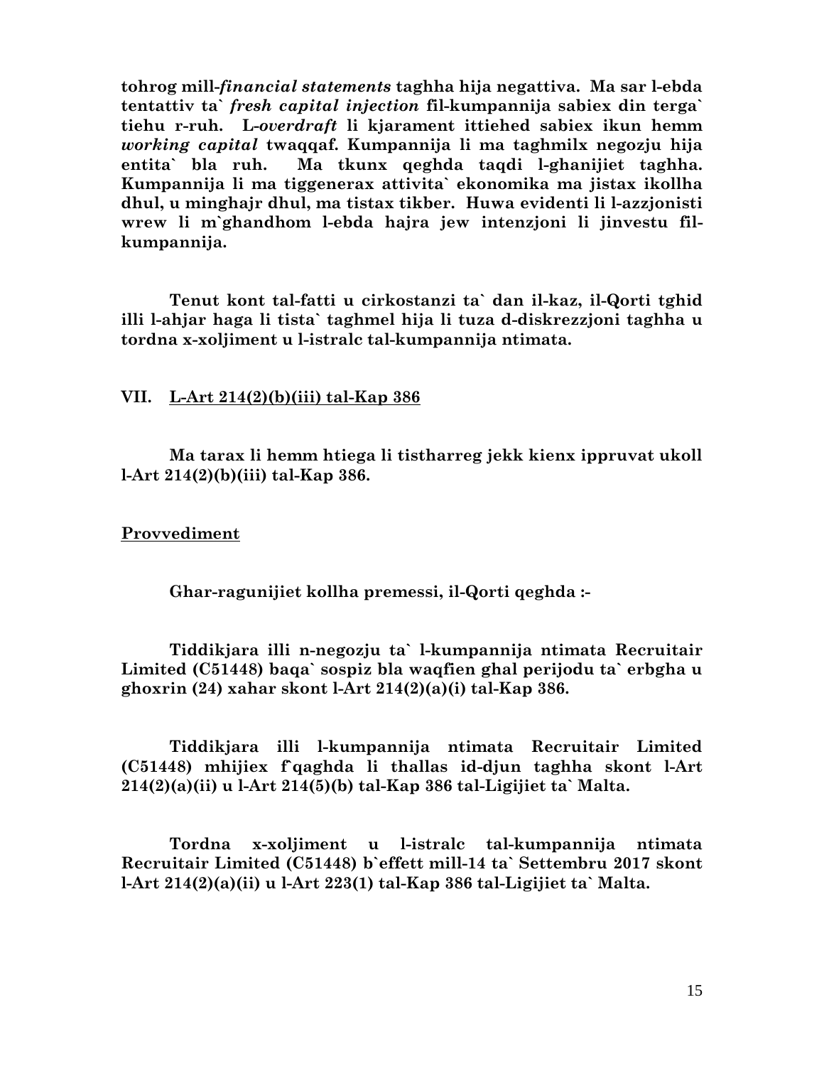**tohrog mill-*financial statements* taghha hija negattiva. Ma sar l-ebda tentattiv ta` *fresh capital injection* fil-kumpannija sabiex din terga` tiehu r-ruh. L-*overdraft* li kjarament ittiehed sabiex ikun hemm *working capital* twaqqaf. Kumpannija li ma taghmilx negozju hija entita` bla ruh. Ma tkunx qeghda taqdi l-ghanijiet taghha. Kumpannija li ma tiggenerax attivita` ekonomika ma jistax ikollha dhul, u minghajr dhul, ma tistax tikber. Huwa evidenti li l-azzjonisti wrew li m`ghandhom l-ebda hajra jew intenzjoni li jinvestu fil-kumpannija.**

**Tenut kont tal-fatti u cirkostanzi ta` dan il-kaz, il-Qorti tghid illi l-ahjar haga li tista` taghmel hija li tuza d-diskrezzjoni taghha u tordna x-xoljiment u l-istralc tal-kumpannija ntimata.**

## VII. L-Art 214(2)(b)(iii) tal-Kap 386

**Ma tarax li hemm htiega li tistharreg jekk kienx ippruvat ukoll l-Art 214(2)(b)(iii) tal-Kap 386.**

## Provvediment

**Ghar-ragunijiet kollha premessi, il-Qorti qeghda :-**

**Tiddikjara illi n-negozju ta` l-kumpannija ntimata Recruitair Limited (C51448) baqa` sospiz bla waqfien ghal perijodu ta` erbgha u ghoxrin (24) xahar skont l-Art 214(2)(a)(i) tal-Kap 386.**

**Tiddikjara illi l-kumpannija ntimata Recruitair Limited (C51448) mhijiex f`qaghda li thallas id-djun taghha skont l-Art 214(2)(a)(ii) u l-Art 214(5)(b) tal-Kap 386 tal-Ligijiet ta` Malta.**

**Tordna x-xoljiment u l-istralc tal-kumpannija ntimata Recruitair Limited (C51448) b`effett mill-14 ta` Settembru 2017 skont l-Art 214(2)(a)(ii) u l-Art 223(1) tal-Kap 386 tal-Ligijiet ta` Malta.**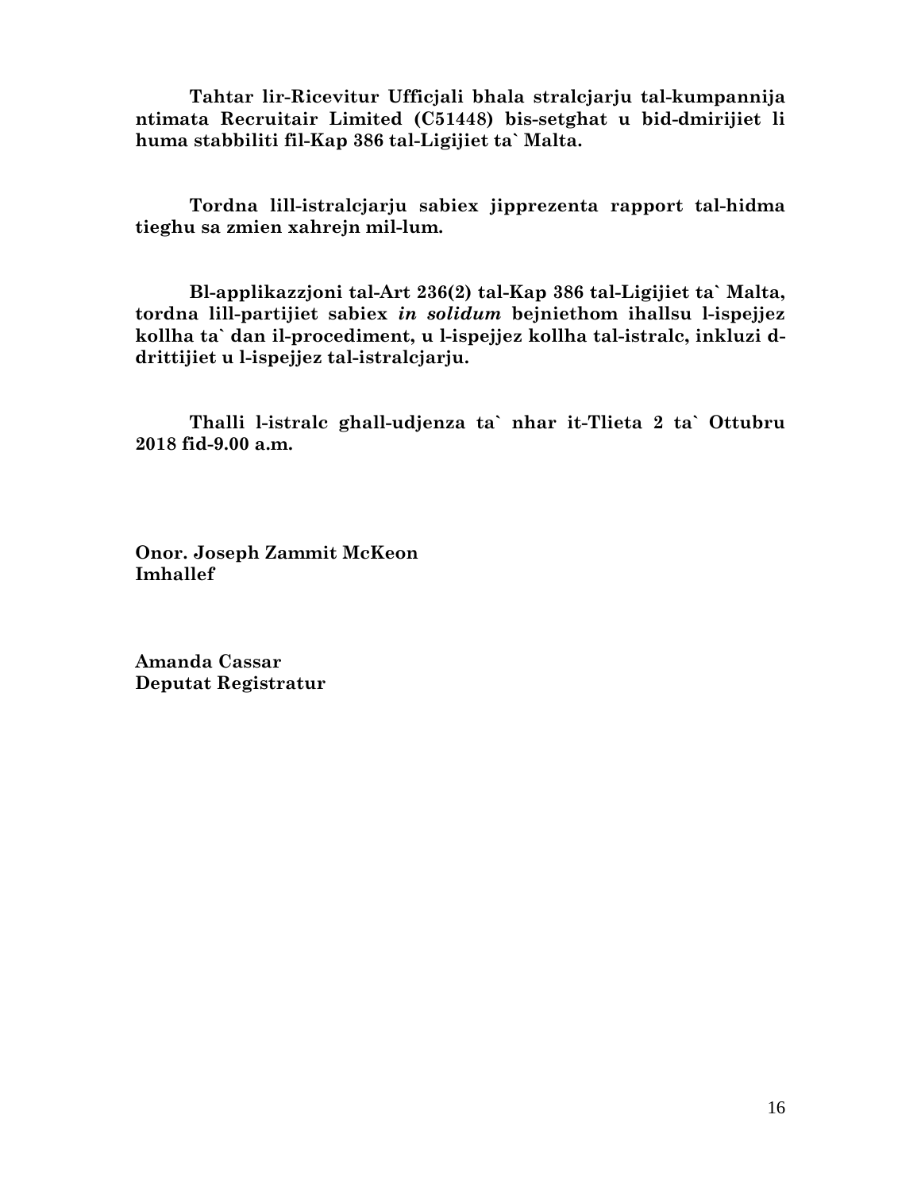**Tahtar lir-Ricevitur Ufficjali bhala stralcjarju tal-kumpannija ntimata Recruitair Limited (C51448) bis-setghat u bid-dmirijiet li huma stabbiliti fil-Kap 386 tal-Ligijiet ta` Malta.**

**Tordna lill-istralcjarju sabiex jipprezenta rapport tal-hidma tieghu sa zmien xahrejn mil-lum.**

**Bl-applikazzjoni tal-Art 236(2) tal-Kap 386 tal-Ligijiet ta` Malta, tordna lill-partijiet sabiex *in solidum* bejniethom ihallsu l-ispejjez kollha ta` dan il-procediment, u l-ispejjez kollha tal-istralc, inkluzi d-drittijiet u l-ispejjez tal-istralcjarju.**

**Thalli l-istralc ghall-udjenza ta` nhar it-Tlieta 2 ta` Ottubru 2018 fid-9.00 a.m.**

**Onor. Joseph Zammit McKeon**
**Imhallef**

**Amanda Cassar**
**Deputat Registratur**